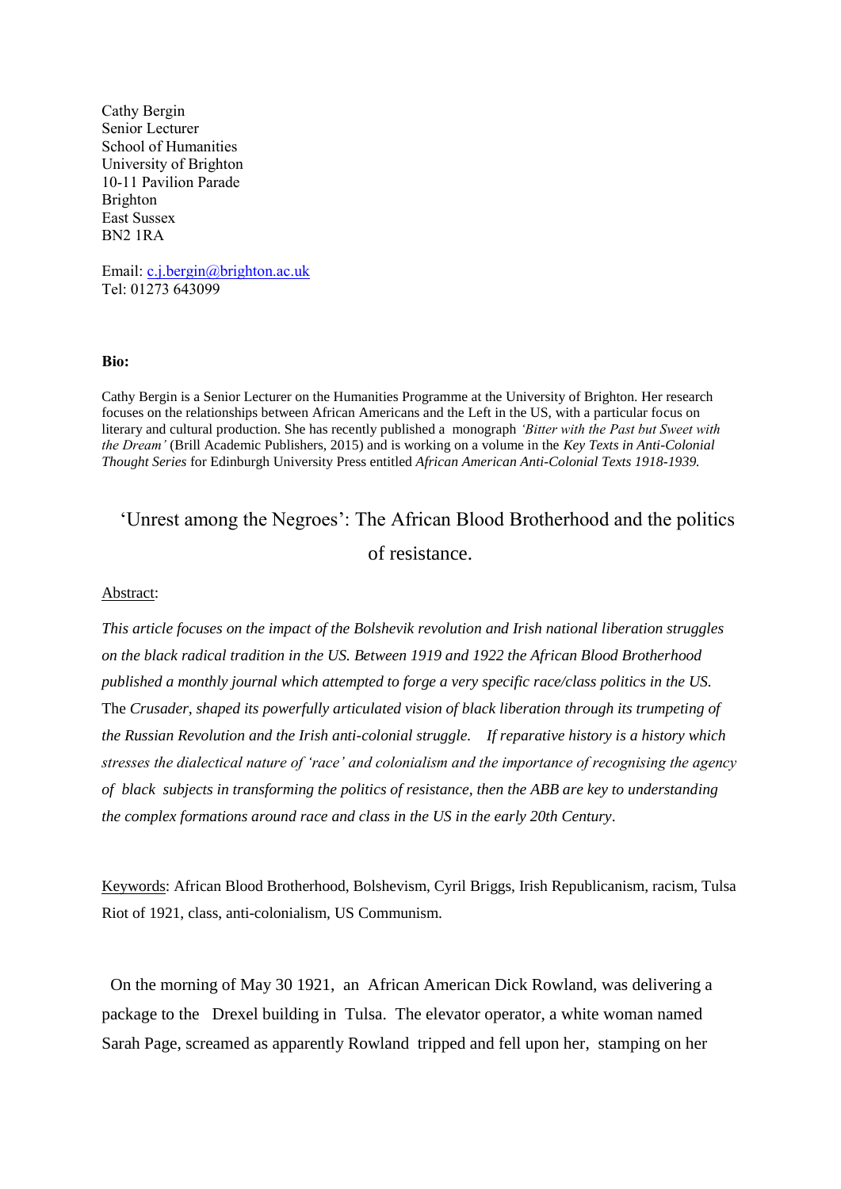Cathy Bergin
Senior Lecturer
School of Humanities
University of Brighton
10-11 Pavilion Parade
Brighton
East Sussex
BN2 1RA

Email: c.j.bergin@brighton.ac.uk
Tel: 01273 643099

**Bio:**

Cathy Bergin is a Senior Lecturer on the Humanities Programme at the University of Brighton. Her research focuses on the relationships between African Americans and the Left in the US, with a particular focus on literary and cultural production. She has recently published a monograph *'Bitter with the Past but Sweet with the Dream'* (Brill Academic Publishers, 2015) and is working on a volume in the *Key Texts in Anti-Colonial Thought Series* for Edinburgh University Press entitled *African American Anti-Colonial Texts 1918-1939.*

# 'Unrest among the Negroes': The African Blood Brotherhood and the politics of resistance.

Abstract:

*This article focuses on the impact of the Bolshevik revolution and Irish national liberation struggles on the black radical tradition in the US. Between 1919 and 1922 the African Blood Brotherhood published a monthly journal which attempted to forge a very specific race/class politics in the US.* The *Crusader, shaped its powerfully articulated vision of black liberation through its trumpeting of the Russian Revolution and the Irish anti-colonial struggle. If reparative history is a history which stresses the dialectical nature of 'race' and colonialism and the importance of recognising the agency of black subjects in transforming the politics of resistance, then the ABB are key to understanding the complex formations around race and class in the US in the early 20th Century*.

Keywords: African Blood Brotherhood, Bolshevism, Cyril Briggs, Irish Republicanism, racism, Tulsa Riot of 1921, class, anti-colonialism, US Communism.

On the morning of May 30 1921, an African American Dick Rowland, was delivering a package to the Drexel building in Tulsa. The elevator operator, a white woman named Sarah Page, screamed as apparently Rowland tripped and fell upon her, stamping on her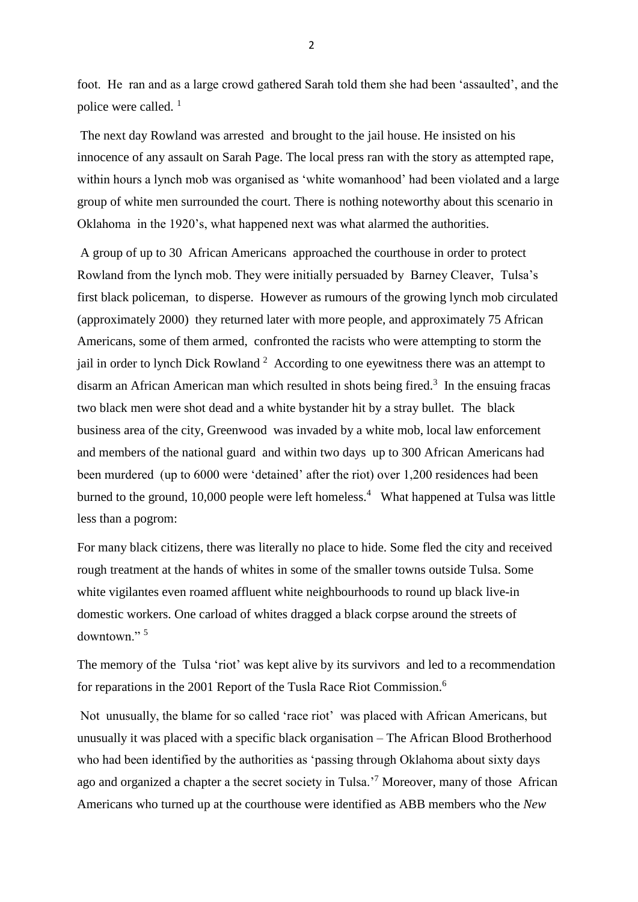foot. He ran and as a large crowd gathered Sarah told them she had been 'assaulted', and the police were called. [1]

The next day Rowland was arrested and brought to the jail house. He insisted on his innocence of any assault on Sarah Page. The local press ran with the story as attempted rape, within hours a lynch mob was organised as 'white womanhood' had been violated and a large group of white men surrounded the court. There is nothing noteworthy about this scenario in Oklahoma in the 1920's, what happened next was what alarmed the authorities.

A group of up to 30 African Americans approached the courthouse in order to protect Rowland from the lynch mob. They were initially persuaded by Barney Cleaver, Tulsa's first black policeman, to disperse. However as rumours of the growing lynch mob circulated (approximately 2000) they returned later with more people, and approximately 75 African Americans, some of them armed, confronted the racists who were attempting to storm the jail in order to lynch Dick Rowland [2] According to one eyewitness there was an attempt to disarm an African American man which resulted in shots being fired.[3] In the ensuing fracas two black men were shot dead and a white bystander hit by a stray bullet. The black business area of the city, Greenwood was invaded by a white mob, local law enforcement and members of the national guard and within two days up to 300 African Americans had been murdered (up to 6000 were 'detained' after the riot) over 1,200 residences had been burned to the ground, 10,000 people were left homeless.[4] What happened at Tulsa was little less than a pogrom:

For many black citizens, there was literally no place to hide. Some fled the city and received rough treatment at the hands of whites in some of the smaller towns outside Tulsa. Some white vigilantes even roamed affluent white neighbourhoods to round up black live-in domestic workers. One carload of whites dragged a black corpse around the streets of downtown." [5]

The memory of the Tulsa 'riot' was kept alive by its survivors and led to a recommendation for reparations in the 2001 Report of the Tusla Race Riot Commission.[6]

Not unusually, the blame for so called 'race riot' was placed with African Americans, but unusually it was placed with a specific black organisation – The African Blood Brotherhood who had been identified by the authorities as 'passing through Oklahoma about sixty days ago and organized a chapter a the secret society in Tulsa.'[7] Moreover, many of those African Americans who turned up at the courthouse were identified as ABB members who the *New*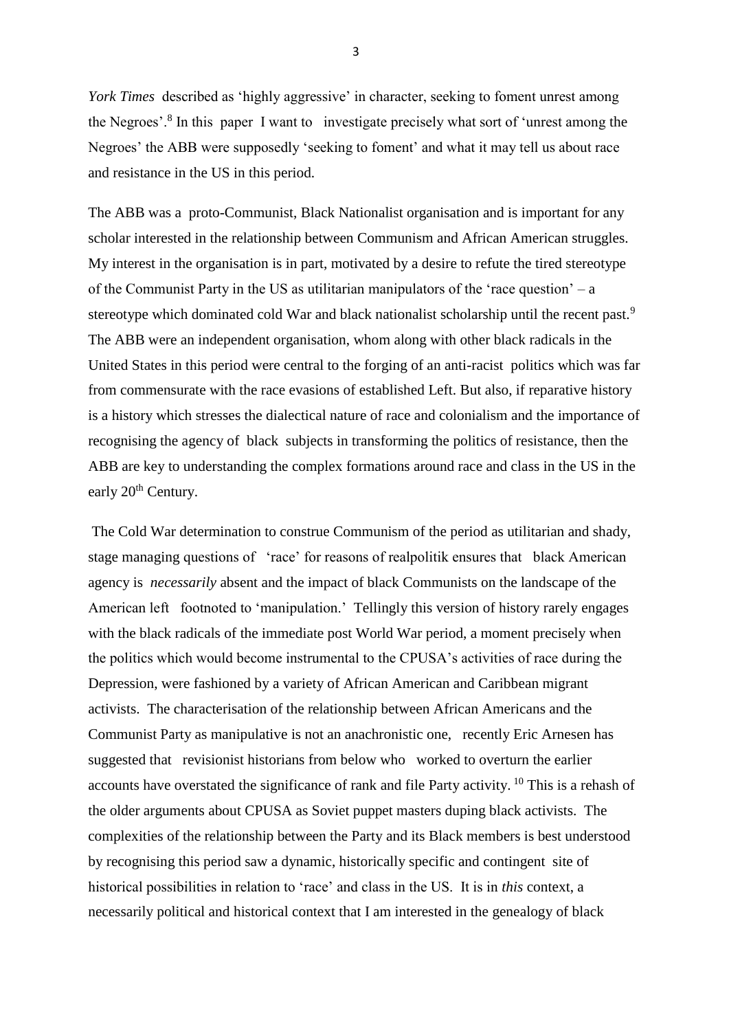*York Times* described as 'highly aggressive' in character, seeking to foment unrest among the Negroes'.[8] In this paper I want to investigate precisely what sort of 'unrest among the Negroes' the ABB were supposedly 'seeking to foment' and what it may tell us about race and resistance in the US in this period.

The ABB was a proto-Communist, Black Nationalist organisation and is important for any scholar interested in the relationship between Communism and African American struggles. My interest in the organisation is in part, motivated by a desire to refute the tired stereotype of the Communist Party in the US as utilitarian manipulators of the 'race question' – a stereotype which dominated cold War and black nationalist scholarship until the recent past.[9] The ABB were an independent organisation, whom along with other black radicals in the United States in this period were central to the forging of an anti-racist politics which was far from commensurate with the race evasions of established Left. But also, if reparative history is a history which stresses the dialectical nature of race and colonialism and the importance of recognising the agency of black subjects in transforming the politics of resistance, then the ABB are key to understanding the complex formations around race and class in the US in the early 20th Century.

The Cold War determination to construe Communism of the period as utilitarian and shady, stage managing questions of 'race' for reasons of realpolitik ensures that black American agency is *necessarily* absent and the impact of black Communists on the landscape of the American left footnoted to 'manipulation.' Tellingly this version of history rarely engages with the black radicals of the immediate post World War period, a moment precisely when the politics which would become instrumental to the CPUSA's activities of race during the Depression, were fashioned by a variety of African American and Caribbean migrant activists. The characterisation of the relationship between African Americans and the Communist Party as manipulative is not an anachronistic one, recently Eric Arnesen has suggested that revisionist historians from below who worked to overturn the earlier accounts have overstated the significance of rank and file Party activity. [10] This is a rehash of the older arguments about CPUSA as Soviet puppet masters duping black activists. The complexities of the relationship between the Party and its Black members is best understood by recognising this period saw a dynamic, historically specific and contingent site of historical possibilities in relation to 'race' and class in the US. It is in *this* context, a necessarily political and historical context that I am interested in the genealogy of black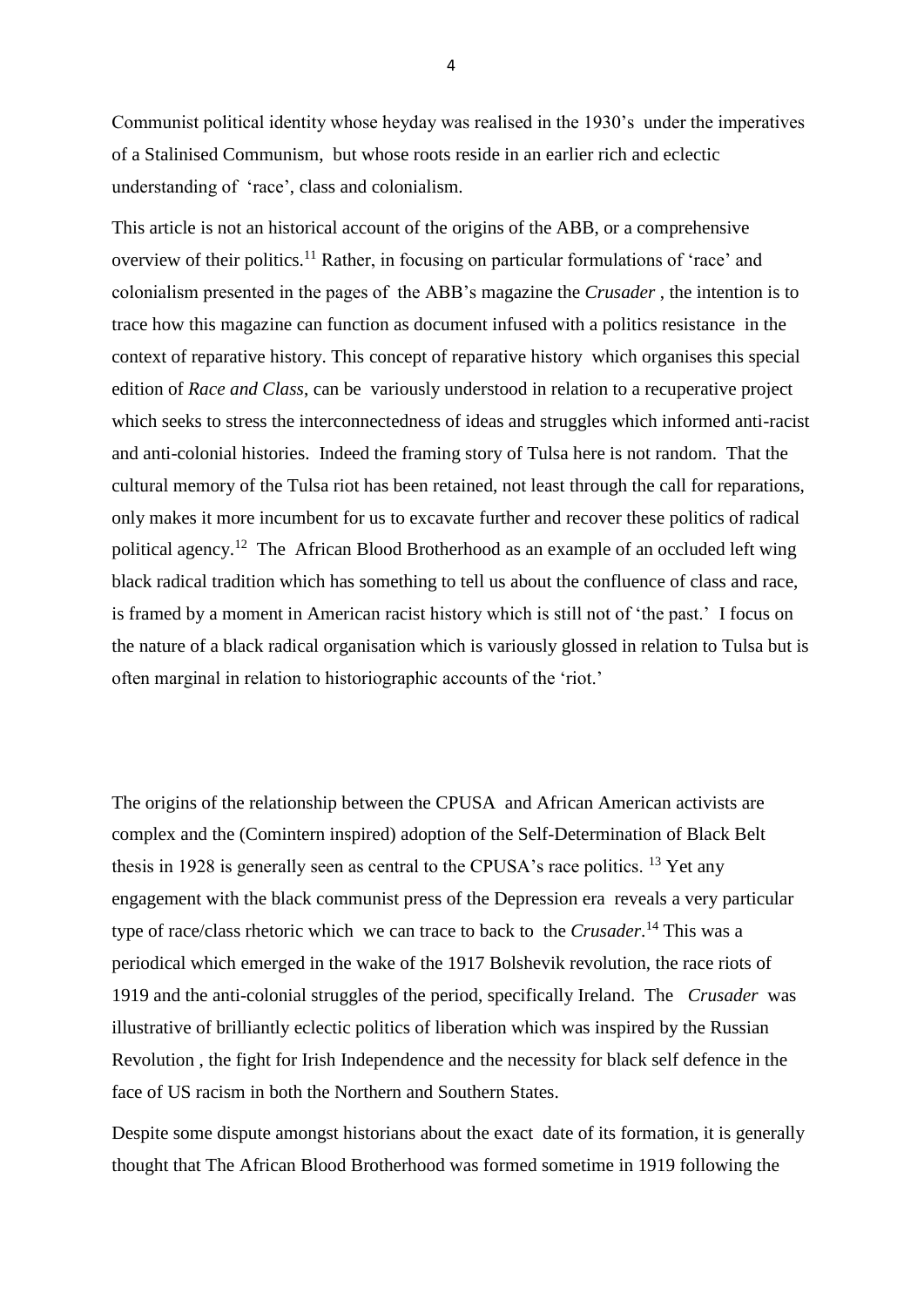Communist political identity whose heyday was realised in the 1930's under the imperatives of a Stalinised Communism, but whose roots reside in an earlier rich and eclectic understanding of 'race', class and colonialism.

This article is not an historical account of the origins of the ABB, or a comprehensive overview of their politics.[11] Rather, in focusing on particular formulations of 'race' and colonialism presented in the pages of the ABB's magazine the *Crusader* , the intention is to trace how this magazine can function as document infused with a politics resistance in the context of reparative history. This concept of reparative history which organises this special edition of *Race and Class*, can be variously understood in relation to a recuperative project which seeks to stress the interconnectedness of ideas and struggles which informed anti-racist and anti-colonial histories. Indeed the framing story of Tulsa here is not random. That the cultural memory of the Tulsa riot has been retained, not least through the call for reparations, only makes it more incumbent for us to excavate further and recover these politics of radical political agency.[12] The African Blood Brotherhood as an example of an occluded left wing black radical tradition which has something to tell us about the confluence of class and race, is framed by a moment in American racist history which is still not of 'the past.' I focus on the nature of a black radical organisation which is variously glossed in relation to Tulsa but is often marginal in relation to historiographic accounts of the 'riot.'

The origins of the relationship between the CPUSA and African American activists are complex and the (Comintern inspired) adoption of the Self-Determination of Black Belt thesis in 1928 is generally seen as central to the CPUSA's race politics. [13] Yet any engagement with the black communist press of the Depression era reveals a very particular type of race/class rhetoric which we can trace to back to the *Crusader*.[14] This was a periodical which emerged in the wake of the 1917 Bolshevik revolution, the race riots of 1919 and the anti-colonial struggles of the period, specifically Ireland. The *Crusader* was illustrative of brilliantly eclectic politics of liberation which was inspired by the Russian Revolution , the fight for Irish Independence and the necessity for black self defence in the face of US racism in both the Northern and Southern States.

Despite some dispute amongst historians about the exact date of its formation, it is generally thought that The African Blood Brotherhood was formed sometime in 1919 following the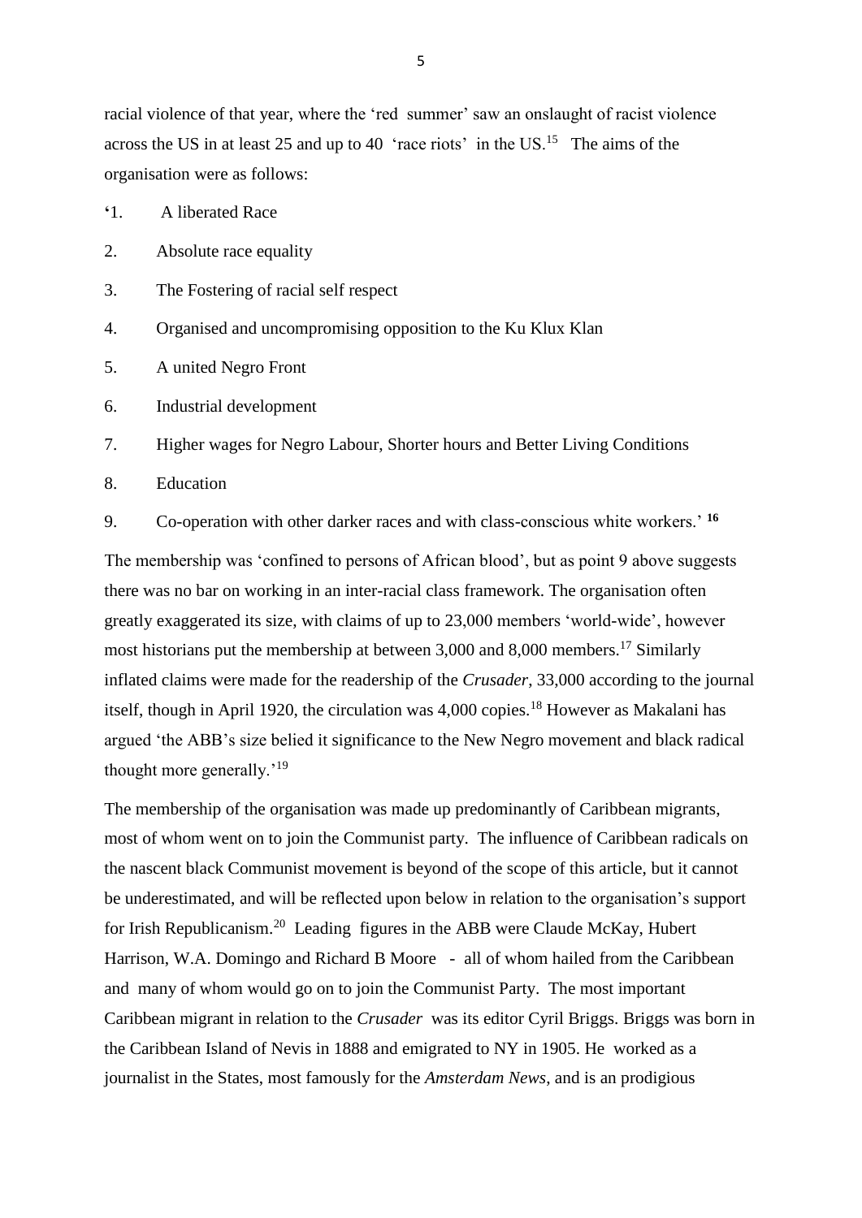racial violence of that year, where the 'red summer' saw an onslaught of racist violence across the US in at least 25 and up to 40 'race riots' in the US.[15] The aims of the organisation were as follows:

'1. A liberated Race

2. Absolute race equality

3. The Fostering of racial self respect

4. Organised and uncompromising opposition to the Ku Klux Klan

5. A united Negro Front

6. Industrial development

7. Higher wages for Negro Labour, Shorter hours and Better Living Conditions

8. Education

9. Co-operation with other darker races and with class-conscious white workers.' [16]

The membership was 'confined to persons of African blood', but as point 9 above suggests there was no bar on working in an inter-racial class framework. The organisation often greatly exaggerated its size, with claims of up to 23,000 members 'world-wide', however most historians put the membership at between 3,000 and 8,000 members.[17] Similarly inflated claims were made for the readership of the *Crusader*, 33,000 according to the journal itself, though in April 1920, the circulation was 4,000 copies.[18] However as Makalani has argued 'the ABB's size belied it significance to the New Negro movement and black radical thought more generally.'[19]

The membership of the organisation was made up predominantly of Caribbean migrants, most of whom went on to join the Communist party. The influence of Caribbean radicals on the nascent black Communist movement is beyond of the scope of this article, but it cannot be underestimated, and will be reflected upon below in relation to the organisation's support for Irish Republicanism.[20] Leading figures in the ABB were Claude McKay, Hubert Harrison, W.A. Domingo and Richard B Moore - all of whom hailed from the Caribbean and many of whom would go on to join the Communist Party. The most important Caribbean migrant in relation to the *Crusader* was its editor Cyril Briggs. Briggs was born in the Caribbean Island of Nevis in 1888 and emigrated to NY in 1905. He worked as a journalist in the States, most famously for the *Amsterdam News*, and is an prodigious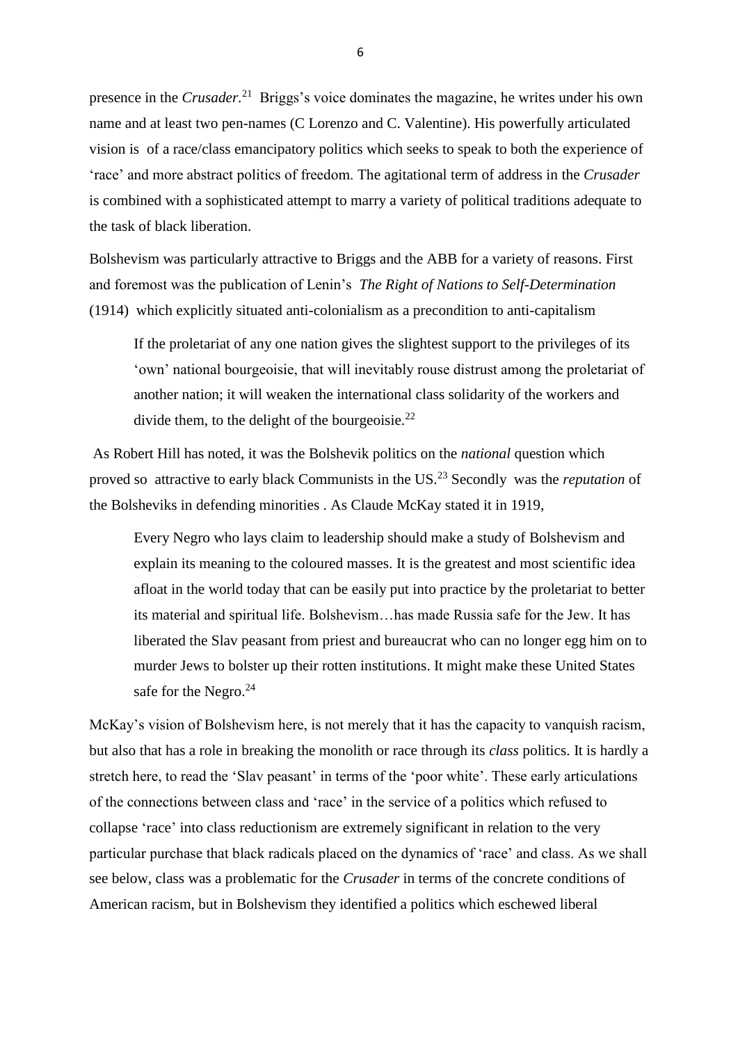presence in the *Crusader*.[21] Briggs's voice dominates the magazine, he writes under his own name and at least two pen-names (C Lorenzo and C. Valentine). His powerfully articulated vision is of a race/class emancipatory politics which seeks to speak to both the experience of 'race' and more abstract politics of freedom. The agitational term of address in the *Crusader* is combined with a sophisticated attempt to marry a variety of political traditions adequate to the task of black liberation.

Bolshevism was particularly attractive to Briggs and the ABB for a variety of reasons. First and foremost was the publication of Lenin's *The Right of Nations to Self-Determination* (1914) which explicitly situated anti-colonialism as a precondition to anti-capitalism

> If the proletariat of any one nation gives the slightest support to the privileges of its 'own' national bourgeoisie, that will inevitably rouse distrust among the proletariat of another nation; it will weaken the international class solidarity of the workers and divide them, to the delight of the bourgeoisie.[22]

As Robert Hill has noted, it was the Bolshevik politics on the *national* question which proved so attractive to early black Communists in the US.[23] Secondly was the *reputation* of the Bolsheviks in defending minorities . As Claude McKay stated it in 1919,

> Every Negro who lays claim to leadership should make a study of Bolshevism and explain its meaning to the coloured masses. It is the greatest and most scientific idea afloat in the world today that can be easily put into practice by the proletariat to better its material and spiritual life. Bolshevism…has made Russia safe for the Jew. It has liberated the Slav peasant from priest and bureaucrat who can no longer egg him on to murder Jews to bolster up their rotten institutions. It might make these United States safe for the Negro.[24]

McKay's vision of Bolshevism here, is not merely that it has the capacity to vanquish racism, but also that has a role in breaking the monolith or race through its *class* politics. It is hardly a stretch here, to read the 'Slav peasant' in terms of the 'poor white'. These early articulations of the connections between class and 'race' in the service of a politics which refused to collapse 'race' into class reductionism are extremely significant in relation to the very particular purchase that black radicals placed on the dynamics of 'race' and class. As we shall see below, class was a problematic for the *Crusader* in terms of the concrete conditions of American racism, but in Bolshevism they identified a politics which eschewed liberal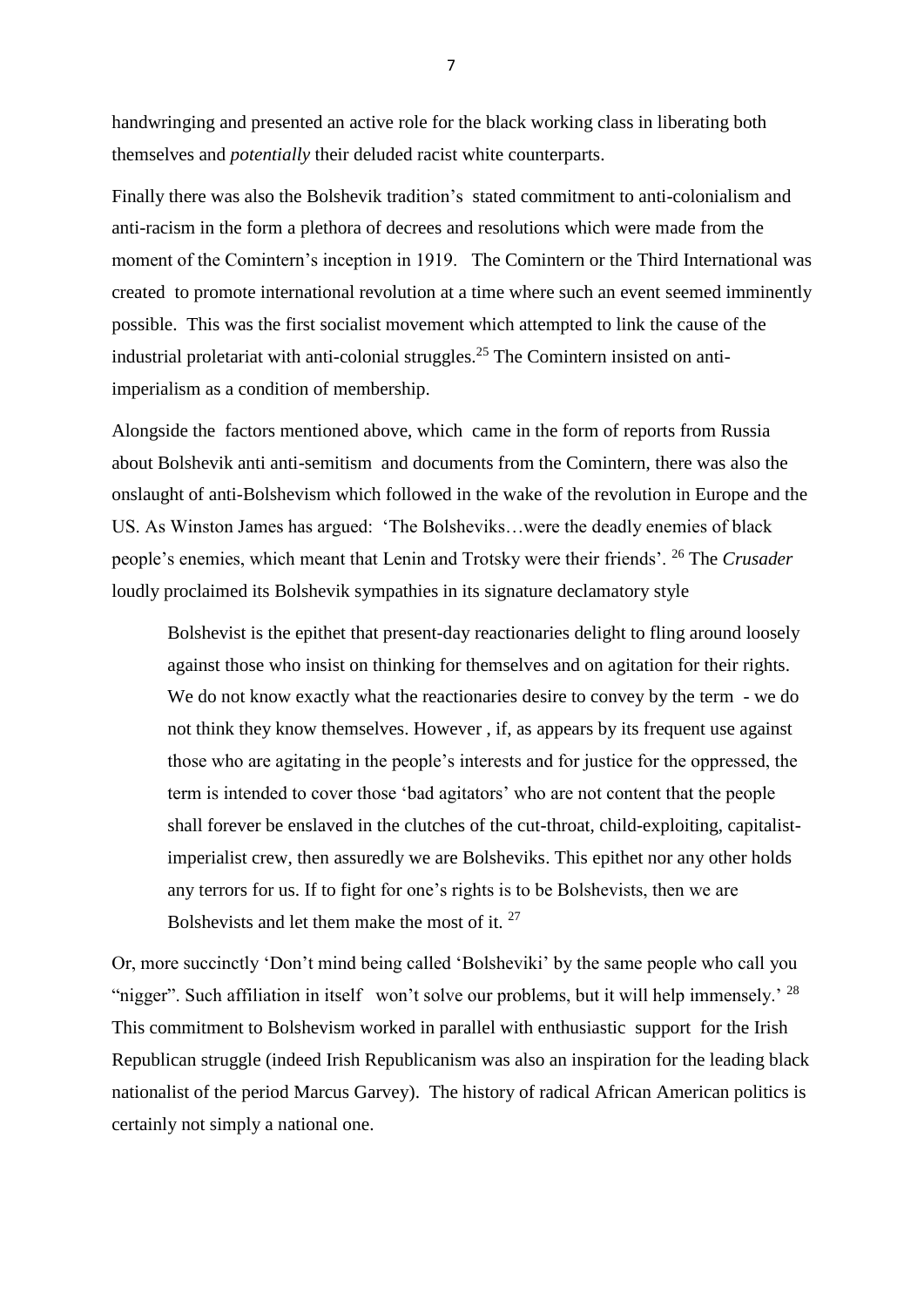handwringing and presented an active role for the black working class in liberating both themselves and *potentially* their deluded racist white counterparts.

Finally there was also the Bolshevik tradition's stated commitment to anti-colonialism and anti-racism in the form a plethora of decrees and resolutions which were made from the moment of the Comintern's inception in 1919. The Comintern or the Third International was created to promote international revolution at a time where such an event seemed imminently possible. This was the first socialist movement which attempted to link the cause of the industrial proletariat with anti-colonial struggles.[25] The Comintern insisted on anti-imperialism as a condition of membership.

Alongside the factors mentioned above, which came in the form of reports from Russia about Bolshevik anti anti-semitism and documents from the Comintern, there was also the onslaught of anti-Bolshevism which followed in the wake of the revolution in Europe and the US. As Winston James has argued: 'The Bolsheviks…were the deadly enemies of black people's enemies, which meant that Lenin and Trotsky were their friends'. [26] The *Crusader* loudly proclaimed its Bolshevik sympathies in its signature declamatory style

> Bolshevist is the epithet that present-day reactionaries delight to fling around loosely against those who insist on thinking for themselves and on agitation for their rights. We do not know exactly what the reactionaries desire to convey by the term - we do not think they know themselves. However , if, as appears by its frequent use against those who are agitating in the people's interests and for justice for the oppressed, the term is intended to cover those 'bad agitators' who are not content that the people shall forever be enslaved in the clutches of the cut-throat, child-exploiting, capitalist-imperialist crew, then assuredly we are Bolsheviks. This epithet nor any other holds any terrors for us. If to fight for one's rights is to be Bolshevists, then we are Bolshevists and let them make the most of it. [27]

Or, more succinctly 'Don't mind being called 'Bolsheviki' by the same people who call you "nigger". Such affiliation in itself won't solve our problems, but it will help immensely.' [28] This commitment to Bolshevism worked in parallel with enthusiastic support for the Irish Republican struggle (indeed Irish Republicanism was also an inspiration for the leading black nationalist of the period Marcus Garvey). The history of radical African American politics is certainly not simply a national one.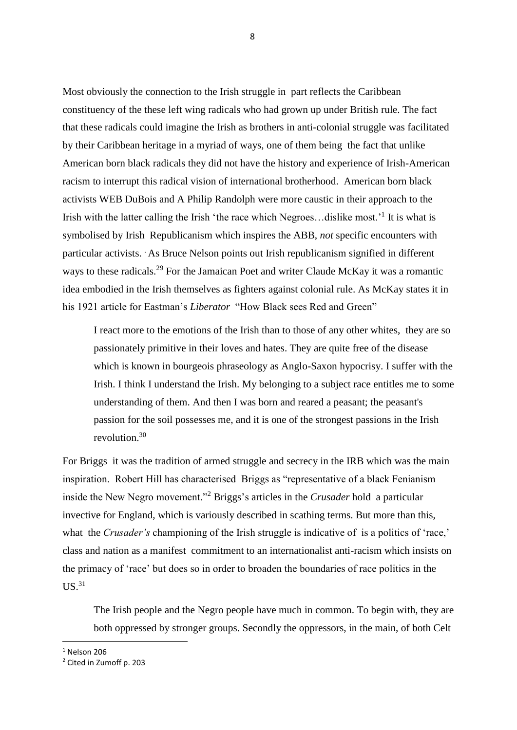Most obviously the connection to the Irish struggle in part reflects the Caribbean constituency of the these left wing radicals who had grown up under British rule. The fact that these radicals could imagine the Irish as brothers in anti-colonial struggle was facilitated by their Caribbean heritage in a myriad of ways, one of them being the fact that unlike American born black radicals they did not have the history and experience of Irish-American racism to interrupt this radical vision of international brotherhood. American born black activists WEB DuBois and A Philip Randolph were more caustic in their approach to the Irish with the latter calling the Irish 'the race which Negroes…dislike most.'[1] It is what is symbolised by Irish Republicanism which inspires the ABB, *not* specific encounters with particular activists. As Bruce Nelson points out Irish republicanism signified in different ways to these radicals.[29] For the Jamaican Poet and writer Claude McKay it was a romantic idea embodied in the Irish themselves as fighters against colonial rule. As McKay states it in his 1921 article for Eastman's *Liberator* "How Black sees Red and Green"

> I react more to the emotions of the Irish than to those of any other whites, they are so passionately primitive in their loves and hates. They are quite free of the disease which is known in bourgeois phraseology as Anglo-Saxon hypocrisy. I suffer with the Irish. I think I understand the Irish. My belonging to a subject race entitles me to some understanding of them. And then I was born and reared a peasant; the peasant's passion for the soil possesses me, and it is one of the strongest passions in the Irish revolution.[30]

For Briggs it was the tradition of armed struggle and secrecy in the IRB which was the main inspiration. Robert Hill has characterised Briggs as "representative of a black Fenianism inside the New Negro movement."[2] Briggs's articles in the *Crusader* hold a particular invective for England, which is variously described in scathing terms. But more than this, what the *Crusader's* championing of the Irish struggle is indicative of is a politics of 'race,' class and nation as a manifest commitment to an internationalist anti-racism which insists on the primacy of 'race' but does so in order to broaden the boundaries of race politics in the US.[31]

> The Irish people and the Negro people have much in common. To begin with, they are both oppressed by stronger groups. Secondly the oppressors, in the main, of both Celt

---

[1] Nelson 206

[2] Cited in Zumoff p. 203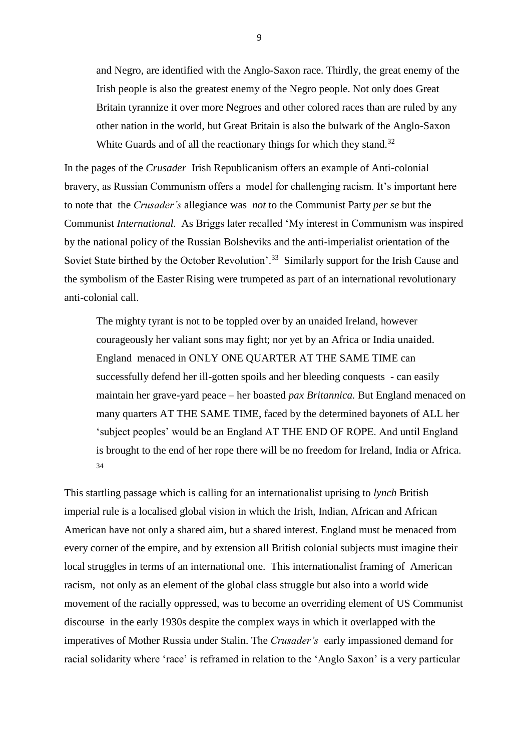> and Negro, are identified with the Anglo-Saxon race. Thirdly, the great enemy of the Irish people is also the greatest enemy of the Negro people. Not only does Great Britain tyrannize it over more Negroes and other colored races than are ruled by any other nation in the world, but Great Britain is also the bulwark of the Anglo-Saxon White Guards and of all the reactionary things for which they stand.[32]

In the pages of the *Crusader* Irish Republicanism offers an example of Anti-colonial bravery, as Russian Communism offers a model for challenging racism. It's important here to note that the *Crusader's* allegiance was *not* to the Communist Party *per se* but the Communist *International*. As Briggs later recalled 'My interest in Communism was inspired by the national policy of the Russian Bolsheviks and the anti-imperialist orientation of the Soviet State birthed by the October Revolution'.[33] Similarly support for the Irish Cause and the symbolism of the Easter Rising were trumpeted as part of an international revolutionary anti-colonial call.

> The mighty tyrant is not to be toppled over by an unaided Ireland, however courageously her valiant sons may fight; nor yet by an Africa or India unaided. England menaced in ONLY ONE QUARTER AT THE SAME TIME can successfully defend her ill-gotten spoils and her bleeding conquests - can easily maintain her grave-yard peace – her boasted *pax Britannica.* But England menaced on many quarters AT THE SAME TIME, faced by the determined bayonets of ALL her 'subject peoples' would be an England AT THE END OF ROPE. And until England is brought to the end of her rope there will be no freedom for Ireland, India or Africa.[34]

This startling passage which is calling for an internationalist uprising to *lynch* British imperial rule is a localised global vision in which the Irish, Indian, African and African American have not only a shared aim, but a shared interest. England must be menaced from every corner of the empire, and by extension all British colonial subjects must imagine their local struggles in terms of an international one. This internationalist framing of American racism, not only as an element of the global class struggle but also into a world wide movement of the racially oppressed, was to become an overriding element of US Communist discourse in the early 1930s despite the complex ways in which it overlapped with the imperatives of Mother Russia under Stalin. The *Crusader's* early impassioned demand for racial solidarity where 'race' is reframed in relation to the 'Anglo Saxon' is a very particular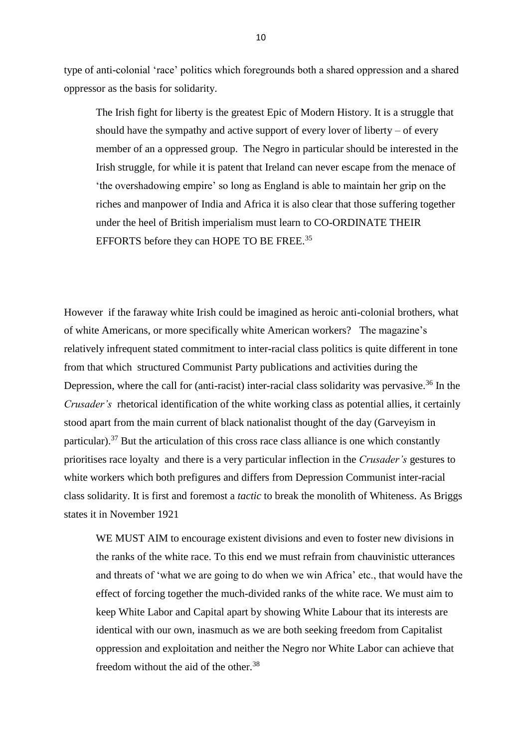type of anti-colonial 'race' politics which foregrounds both a shared oppression and a shared oppressor as the basis for solidarity.

> The Irish fight for liberty is the greatest Epic of Modern History. It is a struggle that should have the sympathy and active support of every lover of liberty – of every member of an a oppressed group. The Negro in particular should be interested in the Irish struggle, for while it is patent that Ireland can never escape from the menace of 'the overshadowing empire' so long as England is able to maintain her grip on the riches and manpower of India and Africa it is also clear that those suffering together under the heel of British imperialism must learn to CO-ORDINATE THEIR EFFORTS before they can HOPE TO BE FREE.[35]

However if the faraway white Irish could be imagined as heroic anti-colonial brothers, what of white Americans, or more specifically white American workers? The magazine's relatively infrequent stated commitment to inter-racial class politics is quite different in tone from that which structured Communist Party publications and activities during the Depression, where the call for (anti-racist) inter-racial class solidarity was pervasive.[36] In the *Crusader's* rhetorical identification of the white working class as potential allies, it certainly stood apart from the main current of black nationalist thought of the day (Garveyism in particular).[37] But the articulation of this cross race class alliance is one which constantly prioritises race loyalty and there is a very particular inflection in the *Crusader's* gestures to white workers which both prefigures and differs from Depression Communist inter-racial class solidarity. It is first and foremost a *tactic* to break the monolith of Whiteness. As Briggs states it in November 1921

> WE MUST AIM to encourage existent divisions and even to foster new divisions in the ranks of the white race. To this end we must refrain from chauvinistic utterances and threats of 'what we are going to do when we win Africa' etc., that would have the effect of forcing together the much-divided ranks of the white race. We must aim to keep White Labor and Capital apart by showing White Labour that its interests are identical with our own, inasmuch as we are both seeking freedom from Capitalist oppression and exploitation and neither the Negro nor White Labor can achieve that freedom without the aid of the other.[38]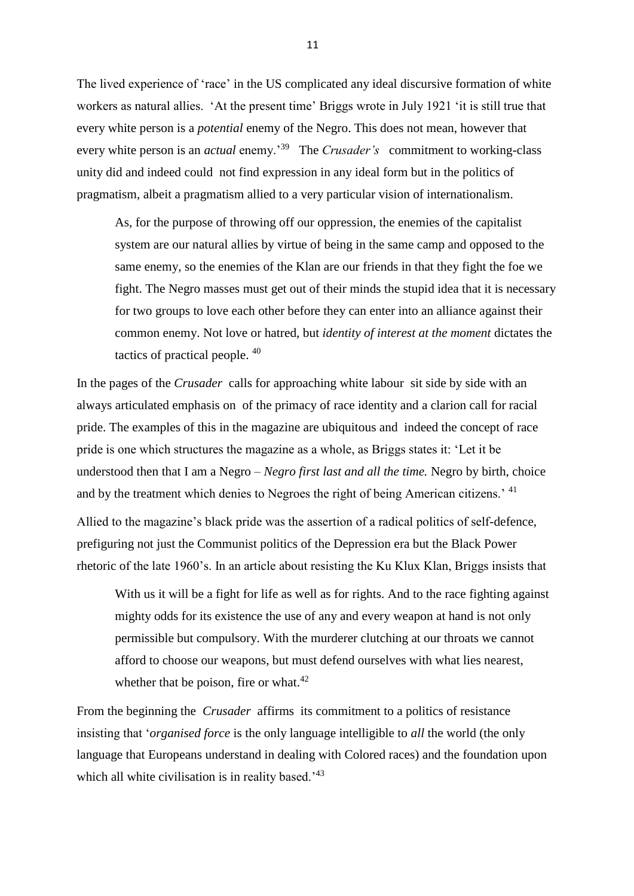The lived experience of 'race' in the US complicated any ideal discursive formation of white workers as natural allies. 'At the present time' Briggs wrote in July 1921 'it is still true that every white person is a *potential* enemy of the Negro. This does not mean, however that every white person is an *actual* enemy.'[39] The *Crusader's* commitment to working-class unity did and indeed could not find expression in any ideal form but in the politics of pragmatism, albeit a pragmatism allied to a very particular vision of internationalism.

> As, for the purpose of throwing off our oppression, the enemies of the capitalist system are our natural allies by virtue of being in the same camp and opposed to the same enemy, so the enemies of the Klan are our friends in that they fight the foe we fight. The Negro masses must get out of their minds the stupid idea that it is necessary for two groups to love each other before they can enter into an alliance against their common enemy. Not love or hatred, but *identity of interest at the moment* dictates the tactics of practical people. [40]

In the pages of the *Crusader* calls for approaching white labour sit side by side with an always articulated emphasis on of the primacy of race identity and a clarion call for racial pride. The examples of this in the magazine are ubiquitous and indeed the concept of race pride is one which structures the magazine as a whole, as Briggs states it: 'Let it be understood then that I am a Negro – *Negro first last and all the time.* Negro by birth, choice and by the treatment which denies to Negroes the right of being American citizens.' [41]

Allied to the magazine's black pride was the assertion of a radical politics of self-defence, prefiguring not just the Communist politics of the Depression era but the Black Power rhetoric of the late 1960's. In an article about resisting the Ku Klux Klan, Briggs insists that

> With us it will be a fight for life as well as for rights. And to the race fighting against mighty odds for its existence the use of any and every weapon at hand is not only permissible but compulsory. With the murderer clutching at our throats we cannot afford to choose our weapons, but must defend ourselves with what lies nearest, whether that be poison, fire or what.[42]

From the beginning the *Crusader* affirms its commitment to a politics of resistance insisting that '*organised force* is the only language intelligible to *all* the world (the only language that Europeans understand in dealing with Colored races) and the foundation upon which all white civilisation is in reality based.'[43]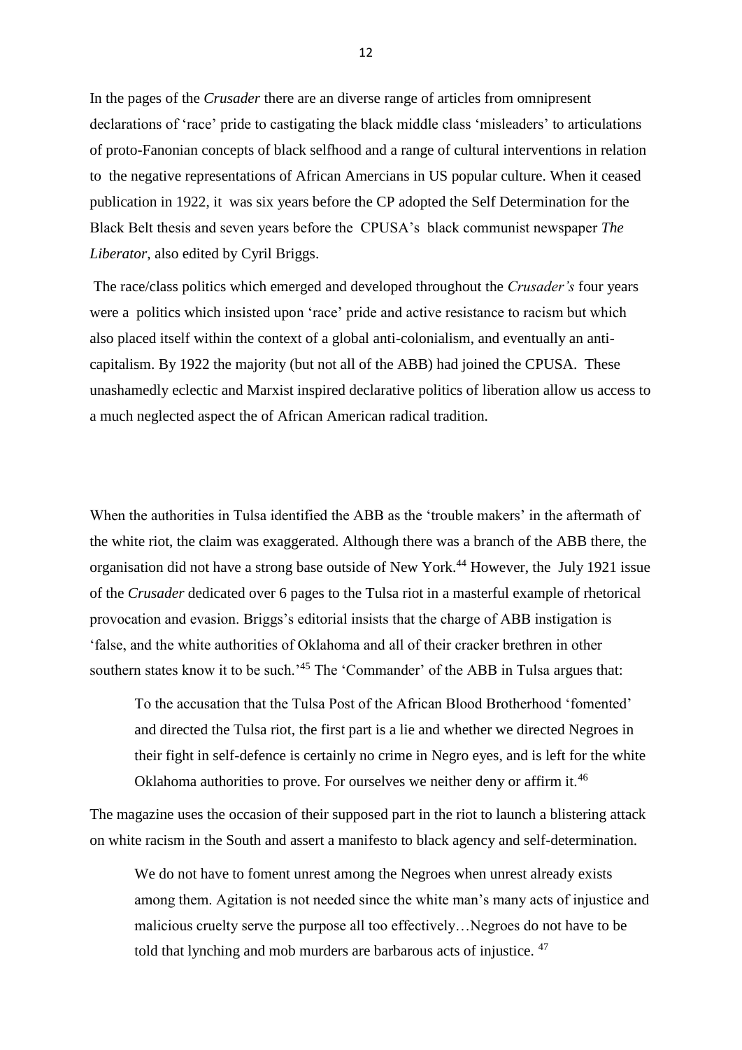In the pages of the *Crusader* there are an diverse range of articles from omnipresent declarations of 'race' pride to castigating the black middle class 'misleaders' to articulations of proto-Fanonian concepts of black selfhood and a range of cultural interventions in relation to the negative representations of African Amercians in US popular culture. When it ceased publication in 1922, it was six years before the CP adopted the Self Determination for the Black Belt thesis and seven years before the CPUSA's black communist newspaper *The Liberator*, also edited by Cyril Briggs.

The race/class politics which emerged and developed throughout the *Crusader's* four years were a politics which insisted upon 'race' pride and active resistance to racism but which also placed itself within the context of a global anti-colonialism, and eventually an anti-capitalism. By 1922 the majority (but not all of the ABB) had joined the CPUSA. These unashamedly eclectic and Marxist inspired declarative politics of liberation allow us access to a much neglected aspect the of African American radical tradition.

When the authorities in Tulsa identified the ABB as the 'trouble makers' in the aftermath of the white riot, the claim was exaggerated. Although there was a branch of the ABB there, the organisation did not have a strong base outside of New York.[44] However, the July 1921 issue of the *Crusader* dedicated over 6 pages to the Tulsa riot in a masterful example of rhetorical provocation and evasion. Briggs's editorial insists that the charge of ABB instigation is 'false, and the white authorities of Oklahoma and all of their cracker brethren in other southern states know it to be such.'[45] The 'Commander' of the ABB in Tulsa argues that:

> To the accusation that the Tulsa Post of the African Blood Brotherhood 'fomented' and directed the Tulsa riot, the first part is a lie and whether we directed Negroes in their fight in self-defence is certainly no crime in Negro eyes, and is left for the white Oklahoma authorities to prove. For ourselves we neither deny or affirm it.[46]

The magazine uses the occasion of their supposed part in the riot to launch a blistering attack on white racism in the South and assert a manifesto to black agency and self-determination.

> We do not have to foment unrest among the Negroes when unrest already exists among them. Agitation is not needed since the white man's many acts of injustice and malicious cruelty serve the purpose all too effectively…Negroes do not have to be told that lynching and mob murders are barbarous acts of injustice.[47]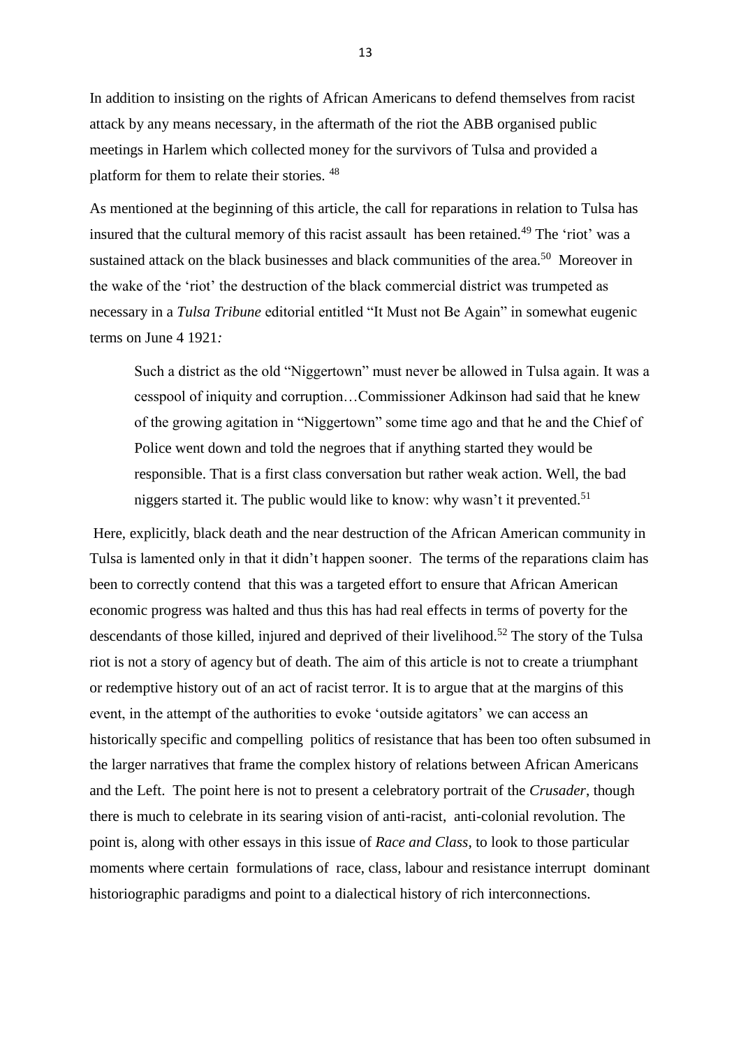In addition to insisting on the rights of African Americans to defend themselves from racist attack by any means necessary, in the aftermath of the riot the ABB organised public meetings in Harlem which collected money for the survivors of Tulsa and provided a platform for them to relate their stories. [48]

As mentioned at the beginning of this article, the call for reparations in relation to Tulsa has insured that the cultural memory of this racist assault has been retained.[49] The 'riot' was a sustained attack on the black businesses and black communities of the area.[50] Moreover in the wake of the 'riot' the destruction of the black commercial district was trumpeted as necessary in a *Tulsa Tribune* editorial entitled "It Must not Be Again" in somewhat eugenic terms on June 4 1921*:*

> Such a district as the old "Niggertown" must never be allowed in Tulsa again. It was a cesspool of iniquity and corruption…Commissioner Adkinson had said that he knew of the growing agitation in "Niggertown" some time ago and that he and the Chief of Police went down and told the negroes that if anything started they would be responsible. That is a first class conversation but rather weak action. Well, the bad niggers started it. The public would like to know: why wasn't it prevented.[51]

Here, explicitly, black death and the near destruction of the African American community in Tulsa is lamented only in that it didn't happen sooner. The terms of the reparations claim has been to correctly contend that this was a targeted effort to ensure that African American economic progress was halted and thus this has had real effects in terms of poverty for the descendants of those killed, injured and deprived of their livelihood.[52] The story of the Tulsa riot is not a story of agency but of death. The aim of this article is not to create a triumphant or redemptive history out of an act of racist terror. It is to argue that at the margins of this event, in the attempt of the authorities to evoke 'outside agitators' we can access an historically specific and compelling politics of resistance that has been too often subsumed in the larger narratives that frame the complex history of relations between African Americans and the Left. The point here is not to present a celebratory portrait of the *Crusader*, though there is much to celebrate in its searing vision of anti-racist, anti-colonial revolution. The point is, along with other essays in this issue of *Race and Class*, to look to those particular moments where certain formulations of race, class, labour and resistance interrupt dominant historiographic paradigms and point to a dialectical history of rich interconnections.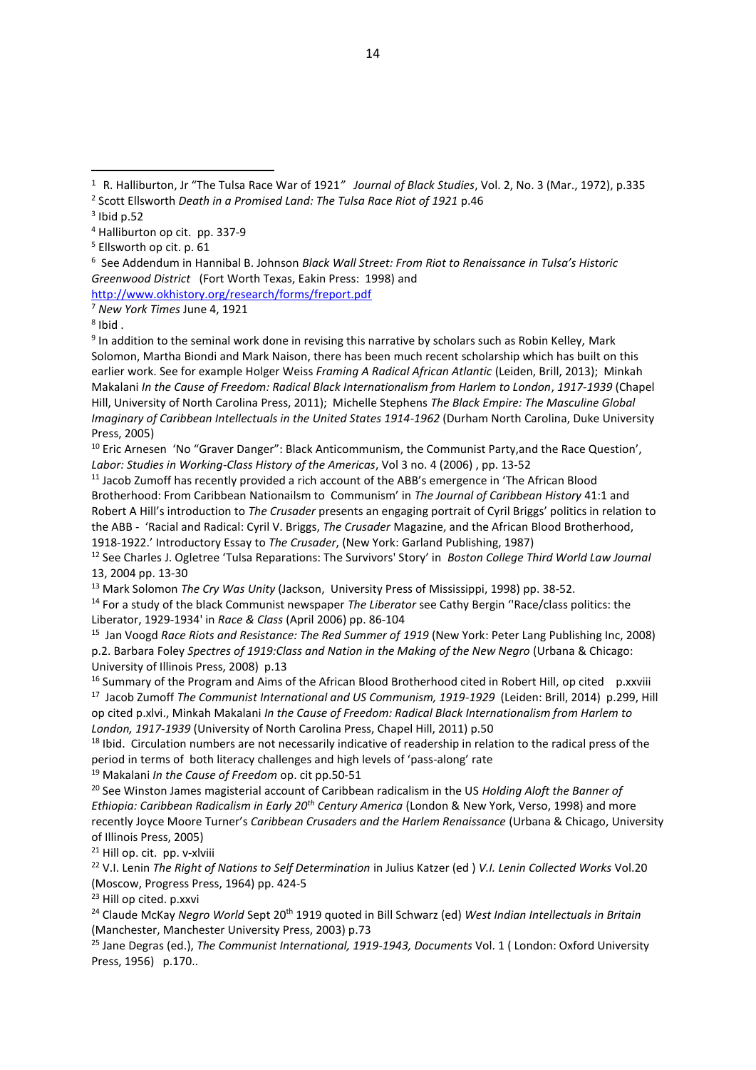[1] R. Halliburton, Jr "The Tulsa Race War of 1921" *Journal of Black Studies*, Vol. 2, No. 3 (Mar., 1972), p.335

[2] Scott Ellsworth *Death in a Promised Land: The Tulsa Race Riot of 1921* p.46

[3] Ibid p.52

[4] Halliburton op cit. pp. 337-9

[5] Ellsworth op cit. p. 61

[6] See Addendum in Hannibal B. Johnson *Black Wall Street: From Riot to Renaissance in Tulsa's Historic Greenwood District* (Fort Worth Texas, Eakin Press: 1998) and http://www.okhistory.org/research/forms/freport.pdf

[7] *New York Times* June 4, 1921

[8] Ibid .

[9] In addition to the seminal work done in revising this narrative by scholars such as Robin Kelley, Mark Solomon, Martha Biondi and Mark Naison, there has been much recent scholarship which has built on this earlier work. See for example Holger Weiss *Framing A Radical African Atlantic* (Leiden, Brill, 2013); Minkah Makalani *In the Cause of Freedom: Radical Black Internationalism from Harlem to London*, *1917-1939* (Chapel Hill, University of North Carolina Press, 2011); Michelle Stephens *The Black Empire: The Masculine Global Imaginary of Caribbean Intellectuals in the United States 1914-1962* (Durham North Carolina, Duke University Press, 2005)

[10] Eric Arnesen 'No "Graver Danger": Black Anticommunism, the Communist Party,and the Race Question', *Labor: Studies in Working-Class History of the Americas*, Vol 3 no. 4 (2006) , pp. 13-52

[11] Jacob Zumoff has recently provided a rich account of the ABB's emergence in 'The African Blood Brotherhood: From Caribbean Nationailsm to Communism' in *The Journal of Caribbean History* 41:1 and Robert A Hill's introduction to *The Crusader* presents an engaging portrait of Cyril Briggs' politics in relation to the ABB - 'Racial and Radical: Cyril V. Briggs, *The Crusader* Magazine, and the African Blood Brotherhood, 1918-1922.' Introductory Essay to *The Crusader*, (New York: Garland Publishing, 1987)

[12] See Charles J. Ogletree 'Tulsa Reparations: The Survivors' Story' in *Boston College Third World Law Journal* 13, 2004 pp. 13-30

[13] Mark Solomon *The Cry Was Unity* (Jackson, University Press of Mississippi, 1998) pp. 38-52.

[14] For a study of the black Communist newspaper *The Liberator* see Cathy Bergin ''Race/class politics: the Liberator, 1929-1934' in *Race & Class* (April 2006) pp. 86-104

[15] Jan Voogd *Race Riots and Resistance: The Red Summer of 1919* (New York: Peter Lang Publishing Inc, 2008) p.2. Barbara Foley *Spectres of 1919:Class and Nation in the Making of the New Negro* (Urbana & Chicago: University of Illinois Press, 2008) p.13

[16] Summary of the Program and Aims of the African Blood Brotherhood cited in Robert Hill, op cited p.xxviii

[17] Jacob Zumoff *The Communist International and US Communism, 1919-1929* (Leiden: Brill, 2014) p.299, Hill op cited p.xlvi., Minkah Makalani *In the Cause of Freedom: Radical Black Internationalism from Harlem to London, 1917-1939* (University of North Carolina Press, Chapel Hill, 2011) p.50

[18] Ibid. Circulation numbers are not necessarily indicative of readership in relation to the radical press of the period in terms of both literacy challenges and high levels of 'pass-along' rate

[19] Makalani *In the Cause of Freedom* op. cit pp.50-51

[20] See Winston James magisterial account of Caribbean radicalism in the US *Holding Aloft the Banner of Ethiopia: Caribbean Radicalism in Early 20th Century America* (London & New York, Verso, 1998) and more recently Joyce Moore Turner's *Caribbean Crusaders and the Harlem Renaissance* (Urbana & Chicago, University of Illinois Press, 2005)

[21] Hill op. cit. pp. v-xlviii

[22] V.I. Lenin *The Right of Nations to Self Determination* in Julius Katzer (ed ) *V.I. Lenin Collected Works* Vol.20 (Moscow, Progress Press, 1964) pp. 424-5

[23] Hill op cited. p.xxvi

[24] Claude McKay *Negro World* Sept 20th 1919 quoted in Bill Schwarz (ed) *West Indian Intellectuals in Britain* (Manchester, Manchester University Press, 2003) p.73

[25] Jane Degras (ed.), *The Communist International, 1919-1943, Documents* Vol. 1 ( London: Oxford University Press, 1956) p.170..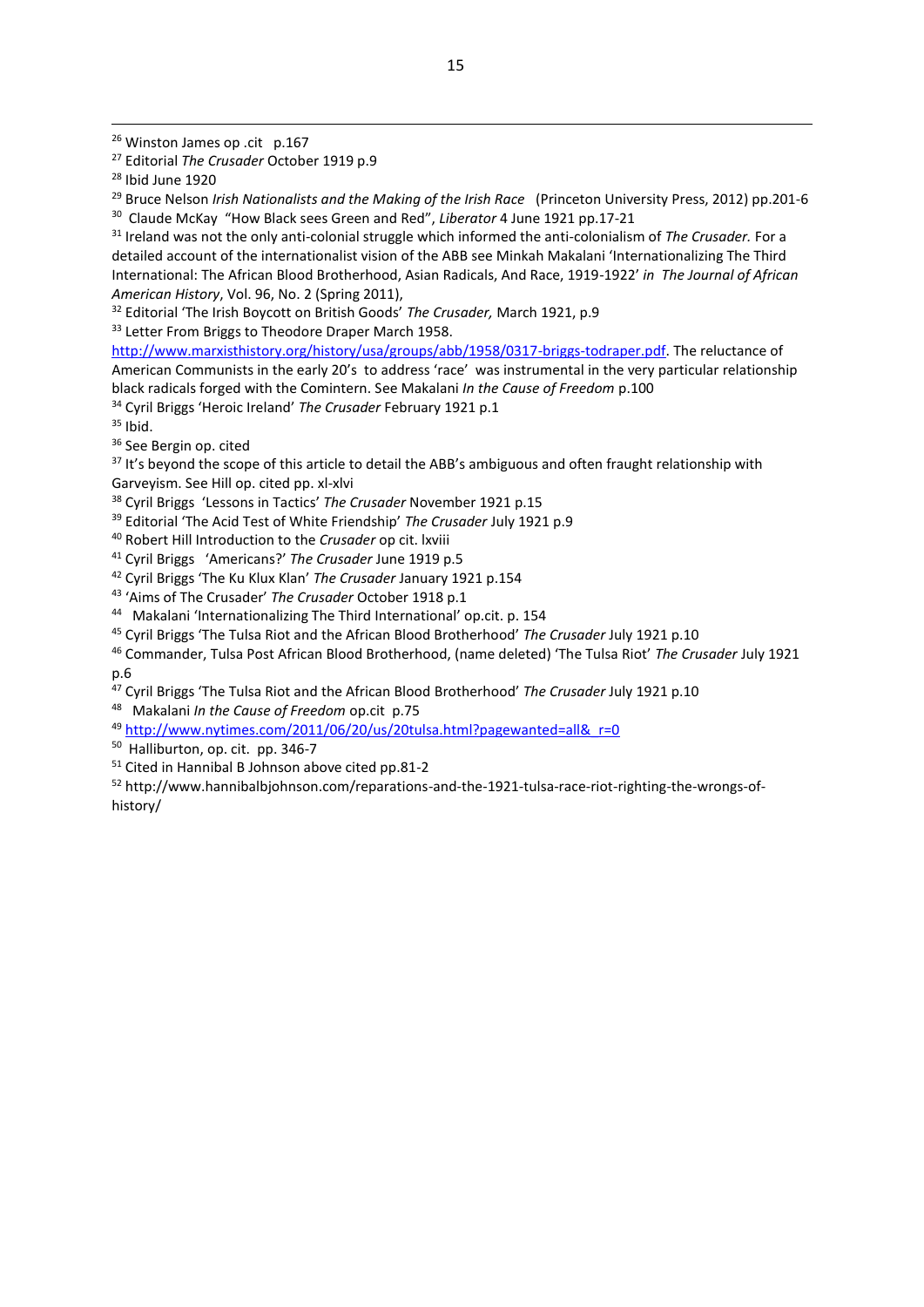[26] Winston James op .cit p.167

[27] Editorial *The Crusader* October 1919 p.9

[28] Ibid June 1920

[29] Bruce Nelson *Irish Nationalists and the Making of the Irish Race* (Princeton University Press, 2012) pp.201-6

[30] Claude McKay "How Black sees Green and Red", *Liberator* 4 June 1921 pp.17-21

[31] Ireland was not the only anti-colonial struggle which informed the anti-colonialism of *The Crusader.* For a detailed account of the internationalist vision of the ABB see Minkah Makalani 'Internationalizing The Third International: The African Blood Brotherhood, Asian Radicals, And Race, 1919-1922' *in The Journal of African American History*, Vol. 96, No. 2 (Spring 2011),

[32] Editorial 'The Irish Boycott on British Goods' *The Crusader,* March 1921, p.9

[33] Letter From Briggs to Theodore Draper March 1958. http://www.marxisthistory.org/history/usa/groups/abb/1958/0317-briggs-todraper.pdf. The reluctance of American Communists in the early 20's to address 'race' was instrumental in the very particular relationship black radicals forged with the Comintern. See Makalani *In the Cause of Freedom* p.100

[34] Cyril Briggs 'Heroic Ireland' *The Crusader* February 1921 p.1

[35] Ibid.

[36] See Bergin op. cited

[37] It's beyond the scope of this article to detail the ABB's ambiguous and often fraught relationship with Garveyism. See Hill op. cited pp. xl-xlvi

[38] Cyril Briggs 'Lessons in Tactics' *The Crusader* November 1921 p.15

[39] Editorial 'The Acid Test of White Friendship' *The Crusader* July 1921 p.9

[40] Robert Hill Introduction to the *Crusader* op cit. lxviii

[41] Cyril Briggs 'Americans?' *The Crusader* June 1919 p.5

[42] Cyril Briggs 'The Ku Klux Klan' *The Crusader* January 1921 p.154

[43] 'Aims of The Crusader' *The Crusader* October 1918 p.1

[44] Makalani 'Internationalizing The Third International' op.cit. p. 154

[45] Cyril Briggs 'The Tulsa Riot and the African Blood Brotherhood' *The Crusader* July 1921 p.10

[46] Commander, Tulsa Post African Blood Brotherhood, (name deleted) 'The Tulsa Riot' *The Crusader* July 1921 p.6

[47] Cyril Briggs 'The Tulsa Riot and the African Blood Brotherhood' *The Crusader* July 1921 p.10

[48] Makalani *In the Cause of Freedom* op.cit p.75

[49] http://www.nytimes.com/2011/06/20/us/20tulsa.html?pagewanted=all&_r=0

[50] Halliburton, op. cit. pp. 346-7

[51] Cited in Hannibal B Johnson above cited pp.81-2

[52] http://www.hannibalbjohnson.com/reparations-and-the-1921-tulsa-race-riot-righting-the-wrongs-of-history/